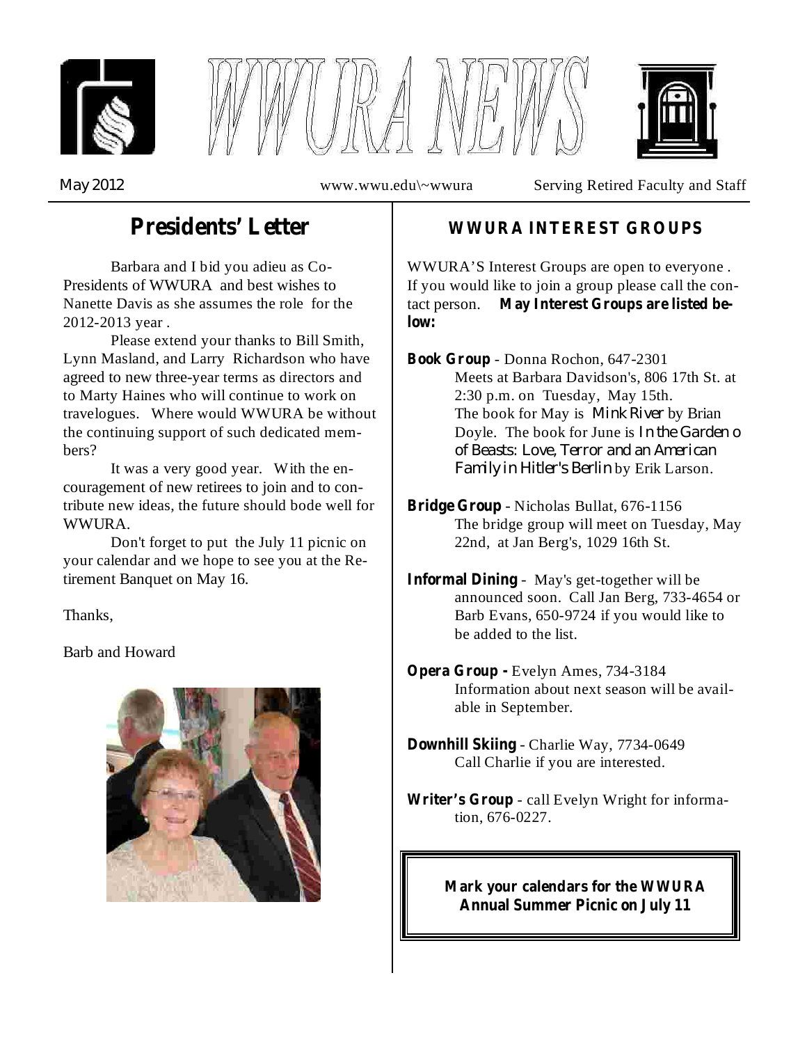# WWURA NEWS

May 2012 www.wwu.edu\~wwura Serving Retired Faculty and Staff

## Presidents' Letter

Barbara and I bid you adieu as Co-Presidents of WWURA and best wishes to Nanette Davis as she assumes the role for the 2012-2013 year .

Please extend your thanks to Bill Smith, Lynn Masland, and Larry Richardson who have agreed to new three-year terms as directors and to Marty Haines who will continue to work on travelogues. Where would WWURA be without the continuing support of such dedicated members?

It was a very good year. With the encouragement of new retirees to join and to contribute new ideas, the future should bode well for WWURA.

Don't forget to put the July 11 picnic on your calendar and we hope to see you at the Retirement Banquet on May 16.

Thanks,

Barb and Howard

## WWURA INTEREST GROUPS

WWURA'S Interest Groups are open to everyone . If you would like to join a group please call the contact person. **May Interest Groups are listed below:**

**Book Group** - Donna Rochon, 647-2301
Meets at Barbara Davidson's, 806 17th St. at 2:30 p.m. on Tuesday, May 15th. The book for May is *Mink River* by Brian Doyle. The book for June is *In the Garden o of Beasts: Love, Terror and an American Family in Hitler's Berlin* by Erik Larson.

**Bridge Group** - Nicholas Bullat, 676-1156
The bridge group will meet on Tuesday, May 22nd, at Jan Berg's, 1029 16th St.

**Informal Dining** - May's get-together will be announced soon. Call Jan Berg, 733-4654 or Barb Evans, 650-9724 if you would like to be added to the list.

**Opera Group -** Evelyn Ames, 734-3184
Information about next season will be available in September.

**Downhill Skiing** - Charlie Way, 7734-0649
Call Charlie if you are interested.

**Writer's Group** - call Evelyn Wright for information, 676-0227.

**Mark your calendars for the WWURA Annual Summer Picnic on July 11**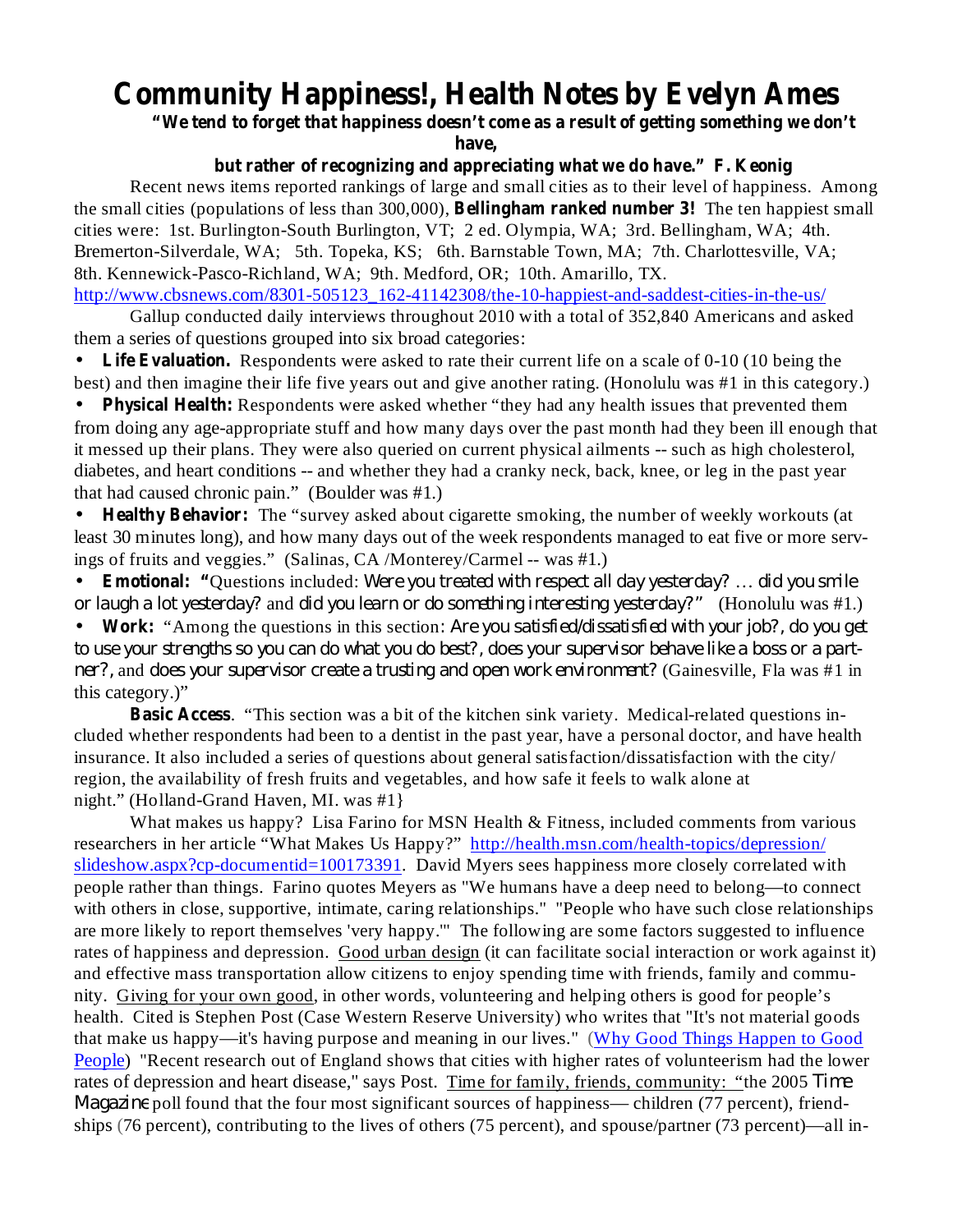# Community Happiness!, Health Notes by Evelyn Ames

**"We tend to forget that happiness doesn't come as a result of getting something we don't have,**

**but rather of recognizing and appreciating what we do have." F. Keonig**

Recent news items reported rankings of large and small cities as to their level of happiness. Among the small cities (populations of less than 300,000), **Bellingham ranked number 3!** The ten happiest small cities were: 1st. Burlington-South Burlington, VT; 2 ed. Olympia, WA; 3rd. Bellingham, WA; 4th. Bremerton-Silverdale, WA; 5th. Topeka, KS; 6th. Barnstable Town, MA; 7th. Charlottesville, VA; 8th. Kennewick-Pasco-Richland, WA; 9th. Medford, OR; 10th. Amarillo, TX. http://www.cbsnews.com/8301-505123_162-41142308/the-10-happiest-and-saddest-cities-in-the-us/

Gallup conducted daily interviews throughout 2010 with a total of 352,840 Americans and asked them a series of questions grouped into six broad categories:

- **Life Evaluation.** Respondents were asked to rate their current life on a scale of 0-10 (10 being the best) and then imagine their life five years out and give another rating. (Honolulu was #1 in this category.)
- **Physical Health:** Respondents were asked whether "they had any health issues that prevented them from doing any age-appropriate stuff and how many days over the past month had they been ill enough that it messed up their plans. They were also queried on current physical ailments -- such as high cholesterol, diabetes, and heart conditions -- and whether they had a cranky neck, back, knee, or leg in the past year that had caused chronic pain." (Boulder was #1.)
- **Healthy Behavior:** The "survey asked about cigarette smoking, the number of weekly workouts (at least 30 minutes long), and how many days out of the week respondents managed to eat five or more servings of fruits and veggies." (Salinas, CA /Monterey/Carmel -- was #1.)
- **Emotional: "**Questions included: *Were you treated with respect all day yesterday? … did you smile or laugh a lot yesterday?* and *did you learn or do something interesting yesterday?"* (Honolulu was #1.)
- **Work:** "Among the questions in this section: *Are you satisfied/dissatisfied with your job?, do you get to use your strengths so you can do what you do best?, does your supervisor behave like a boss or a partner?*, and *does your supervisor create a trusting and open work environment?* (Gainesville, Fla was #1 in this category.)"

**Basic Access**. "This section was a bit of the kitchen sink variety. Medical-related questions included whether respondents had been to a dentist in the past year, have a personal doctor, and have health insurance. It also included a series of questions about general satisfaction/dissatisfaction with the city/region, the availability of fresh fruits and vegetables, and how safe it feels to walk alone at night." (Holland-Grand Haven, MI. was #1}

What makes us happy? Lisa Farino for MSN Health & Fitness, included comments from various researchers in her article "What Makes Us Happy?" http://health.msn.com/health-topics/depression/slideshow.aspx?cp-documentid=100173391. David Myers sees happiness more closely correlated with people rather than things. Farino quotes Meyers as "We humans have a deep need to belong—to connect with others in close, supportive, intimate, caring relationships." "People who have such close relationships are more likely to report themselves 'very happy.'" The following are some factors suggested to influence rates of happiness and depression. Good urban design (it can facilitate social interaction or work against it) and effective mass transportation allow citizens to enjoy spending time with friends, family and community. Giving for your own good, in other words, volunteering and helping others is good for people's health. Cited is Stephen Post (Case Western Reserve University) who writes that "It's not material goods that make us happy—it's having purpose and meaning in our lives." (Why Good Things Happen to Good People) "Recent research out of England shows that cities with higher rates of volunteerism had the lower rates of depression and heart disease," says Post. Time for family, friends, community: "the 2005 *Time Magazine* poll found that the four most significant sources of happiness— children (77 percent), friendships (76 percent), contributing to the lives of others (75 percent), and spouse/partner (73 percent)—all in-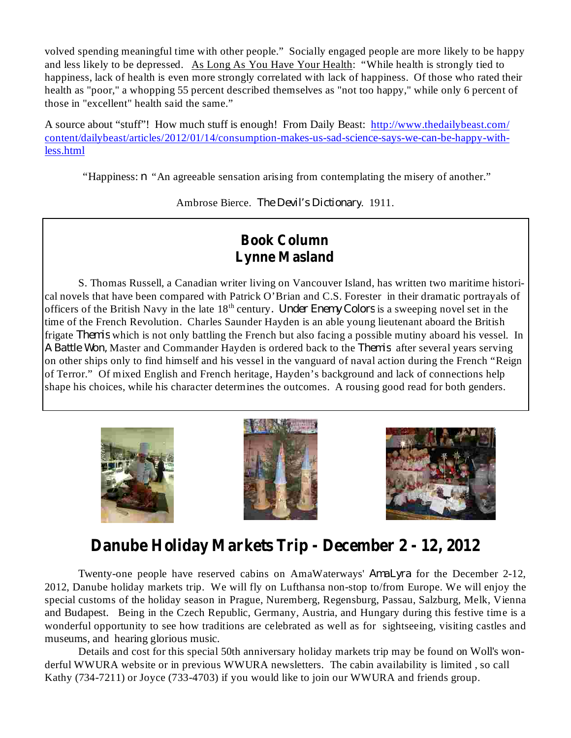volved spending meaningful time with other people." Socially engaged people are more likely to be happy and less likely to be depressed. As Long As You Have Your Health: "While health is strongly tied to happiness, lack of health is even more strongly correlated with lack of happiness. Of those who rated their health as "poor," a whopping 55 percent described themselves as "not too happy," while only 6 percent of those in "excellent" health said the same."

A source about "stuff"! How much stuff is enough! From Daily Beast: http://www.thedailybeast.com/content/dailybeast/articles/2012/01/14/consumption-makes-us-sad-science-says-we-can-be-happy-with-less.html

"Happiness: *n* "An agreeable sensation arising from contemplating the misery of another."

Ambrose Bierce. *The Devil's Dictionary*. 1911.

## Book Column
## Lynne Masland

S. Thomas Russell, a Canadian writer living on Vancouver Island, has written two maritime historical novels that have been compared with Patrick O'Brian and C.S. Forester in their dramatic portrayals of officers of the British Navy in the late 18th century. *Under Enemy Colors* is a sweeping novel set in the time of the French Revolution. Charles Saunder Hayden is an able young lieutenant aboard the British frigate *Themis* which is not only battling the French but also facing a possible mutiny aboard his vessel. In *A Battle Won*, Master and Commander Hayden is ordered back to the *Themis* after several years serving on other ships only to find himself and his vessel in the vanguard of naval action during the French "Reign of Terror." Of mixed English and French heritage, Hayden's background and lack of connections help shape his choices, while his character determines the outcomes. A rousing good read for both genders.

# Danube Holiday Markets Trip - December 2 - 12, 2012

Twenty-one people have reserved cabins on AmaWaterways' *AmaLyra* for the December 2-12, 2012, Danube holiday markets trip. We will fly on Lufthansa non-stop to/from Europe. We will enjoy the special customs of the holiday season in Prague, Nuremberg, Regensburg, Passau, Salzburg, Melk, Vienna and Budapest. Being in the Czech Republic, Germany, Austria, and Hungary during this festive time is a wonderful opportunity to see how traditions are celebrated as well as for sightseeing, visiting castles and museums, and hearing glorious music.

Details and cost for this special 50th anniversary holiday markets trip may be found on Woll's wonderful WWURA website or in previous WWURA newsletters. The cabin availability is limited , so call Kathy (734-7211) or Joyce (733-4703) if you would like to join our WWURA and friends group.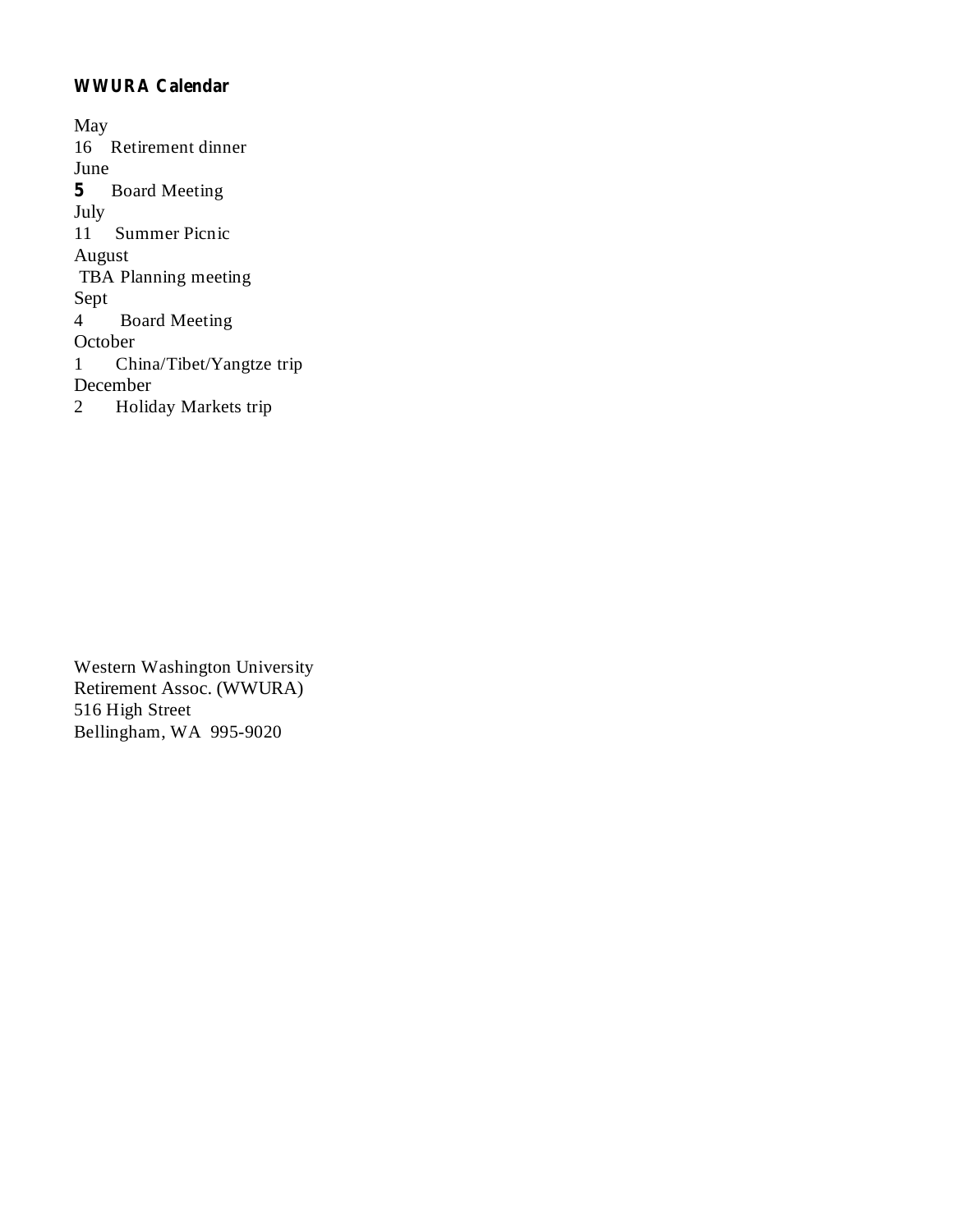**WWURA Calendar**

May
16 Retirement dinner
June
**5** Board Meeting
July
11 Summer Picnic
August
TBA Planning meeting
Sept
4 Board Meeting
October
1 China/Tibet/Yangtze trip
December
2 Holiday Markets trip

Western Washington University
Retirement Assoc. (WWURA)
516 High Street
Bellingham, WA 995-9020